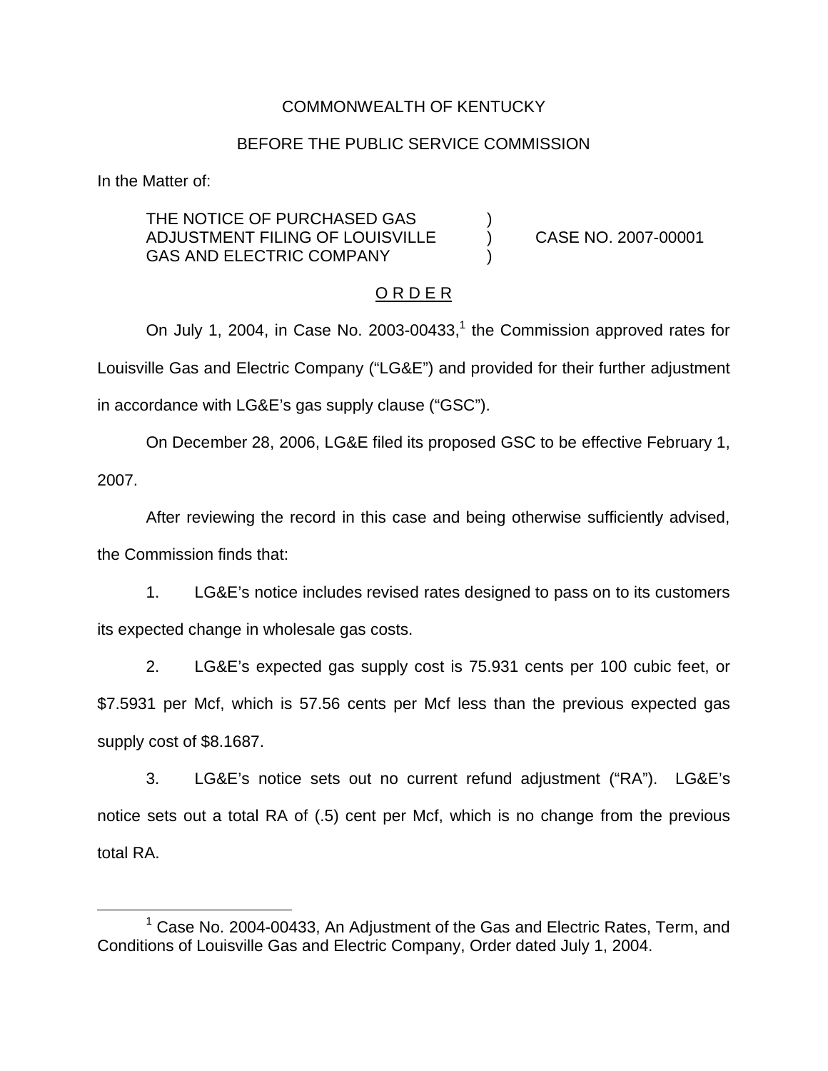COMMONWEALTH OF KENTUCKY

BEFORE THE PUBLIC SERVICE COMMISSION

In the Matter of:

THE NOTICE OF PURCHASED GAS ADJUSTMENT FILING OF LOUISVILLE GAS AND ELECTRIC COMPANY ) CASE NO. 2007-00001

O R D E R

On July 1, 2004, in Case No. 2003-00433,[1] the Commission approved rates for Louisville Gas and Electric Company ("LG&E") and provided for their further adjustment in accordance with LG&E's gas supply clause ("GSC").

On December 28, 2006, LG&E filed its proposed GSC to be effective February 1, 2007.

After reviewing the record in this case and being otherwise sufficiently advised, the Commission finds that:

1. LG&E's notice includes revised rates designed to pass on to its customers its expected change in wholesale gas costs.

2. LG&E's expected gas supply cost is 75.931 cents per 100 cubic feet, or $7.5931 per Mcf, which is 57.56 cents per Mcf less than the previous expected gas supply cost of $8.1687.

3. LG&E's notice sets out no current refund adjustment ("RA"). LG&E's notice sets out a total RA of (.5) cent per Mcf, which is no change from the previous total RA.

[1] Case No. 2004-00433, An Adjustment of the Gas and Electric Rates, Term, and Conditions of Louisville Gas and Electric Company, Order dated July 1, 2004.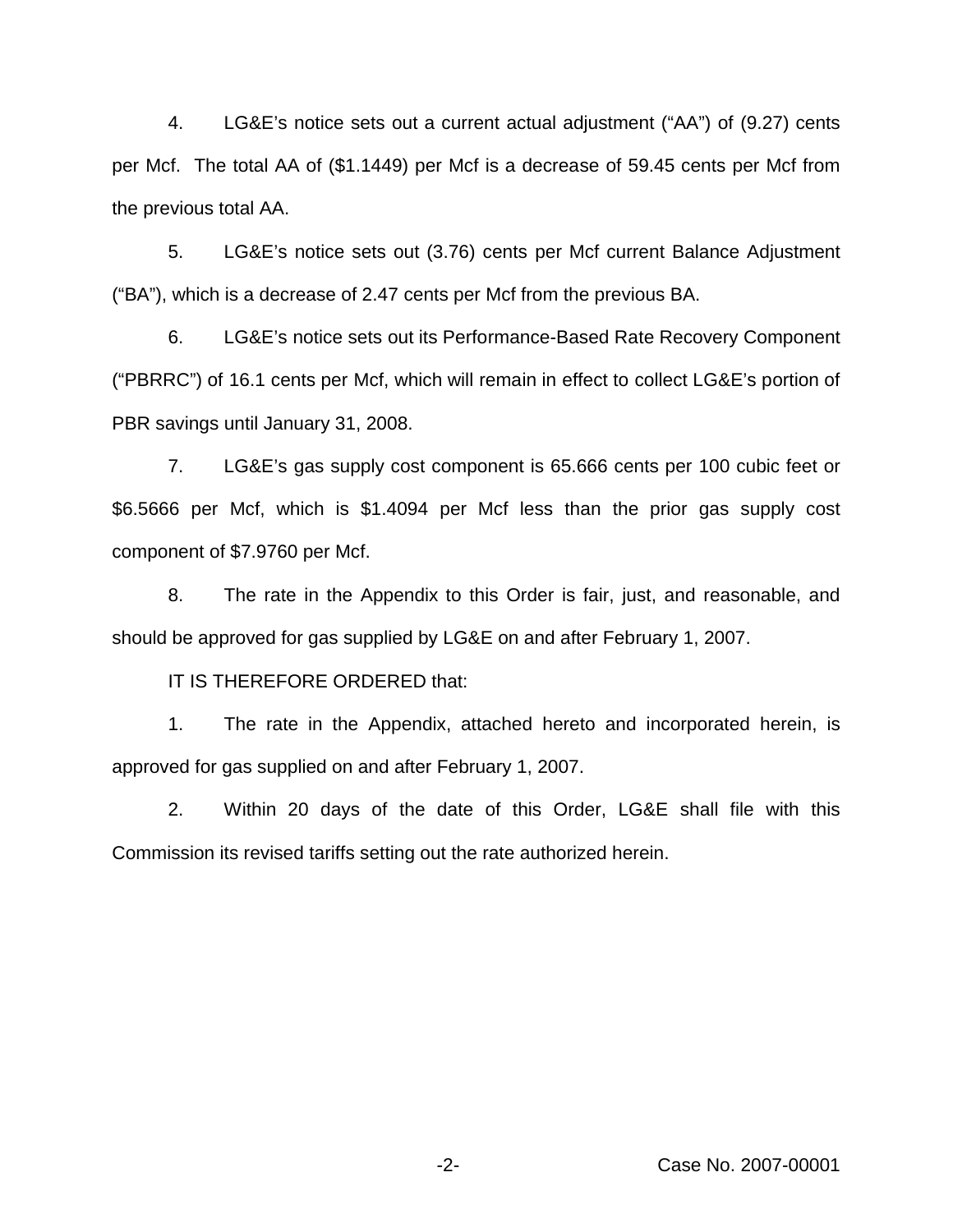4. LG&E's notice sets out a current actual adjustment ("AA") of (9.27) cents per Mcf. The total AA of ($1.1449) per Mcf is a decrease of 59.45 cents per Mcf from the previous total AA.

5. LG&E's notice sets out (3.76) cents per Mcf current Balance Adjustment ("BA"), which is a decrease of 2.47 cents per Mcf from the previous BA.

6. LG&E's notice sets out its Performance-Based Rate Recovery Component ("PBRRC") of 16.1 cents per Mcf, which will remain in effect to collect LG&E's portion of PBR savings until January 31, 2008.

7. LG&E's gas supply cost component is 65.666 cents per 100 cubic feet or $6.5666 per Mcf, which is $1.4094 per Mcf less than the prior gas supply cost component of $7.9760 per Mcf.

8. The rate in the Appendix to this Order is fair, just, and reasonable, and should be approved for gas supplied by LG&E on and after February 1, 2007.

IT IS THEREFORE ORDERED that:

1. The rate in the Appendix, attached hereto and incorporated herein, is approved for gas supplied on and after February 1, 2007.

2. Within 20 days of the date of this Order, LG&E shall file with this Commission its revised tariffs setting out the rate authorized herein.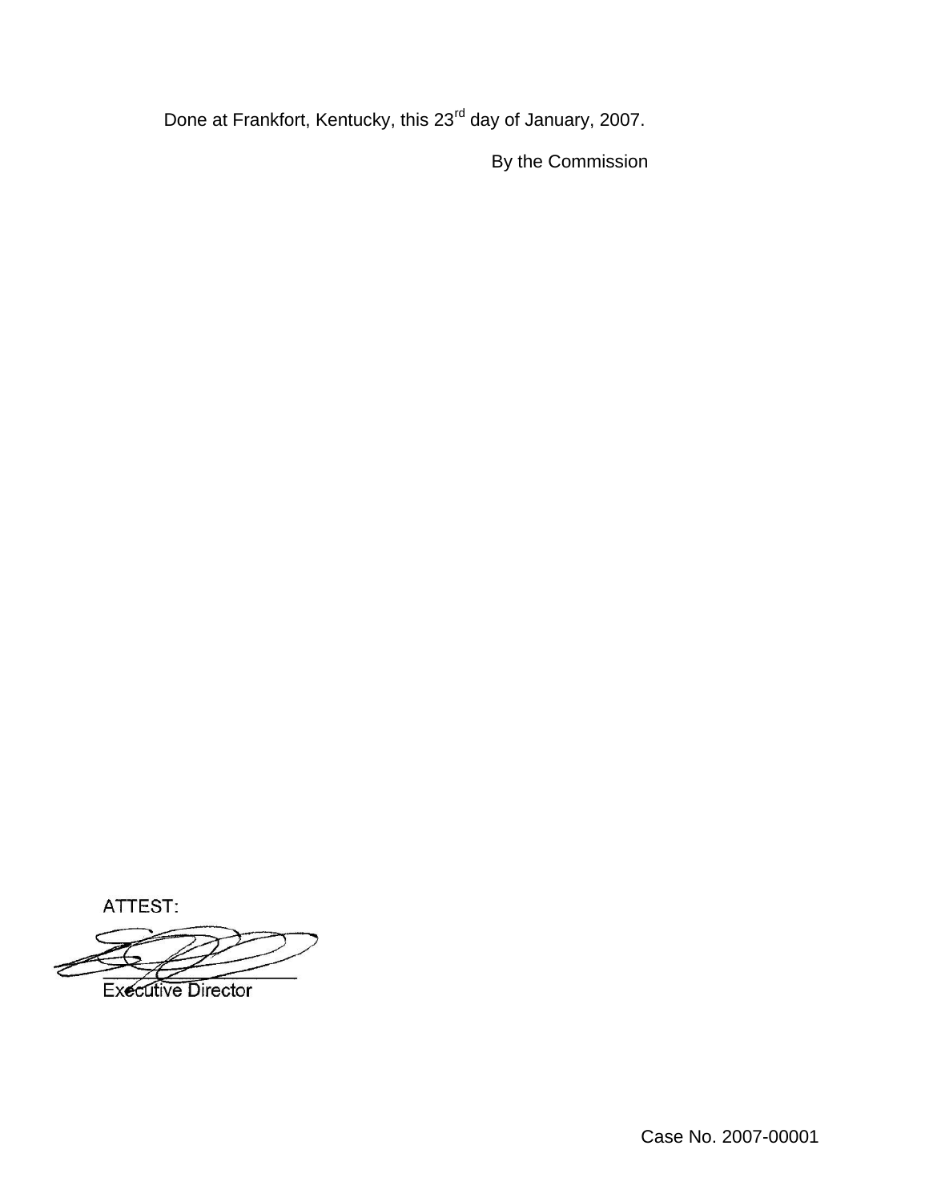Done at Frankfort, Kentucky, this 23rd day of January, 2007.

By the Commission

ATTEST:

Executive Director

Case No. 2007-00001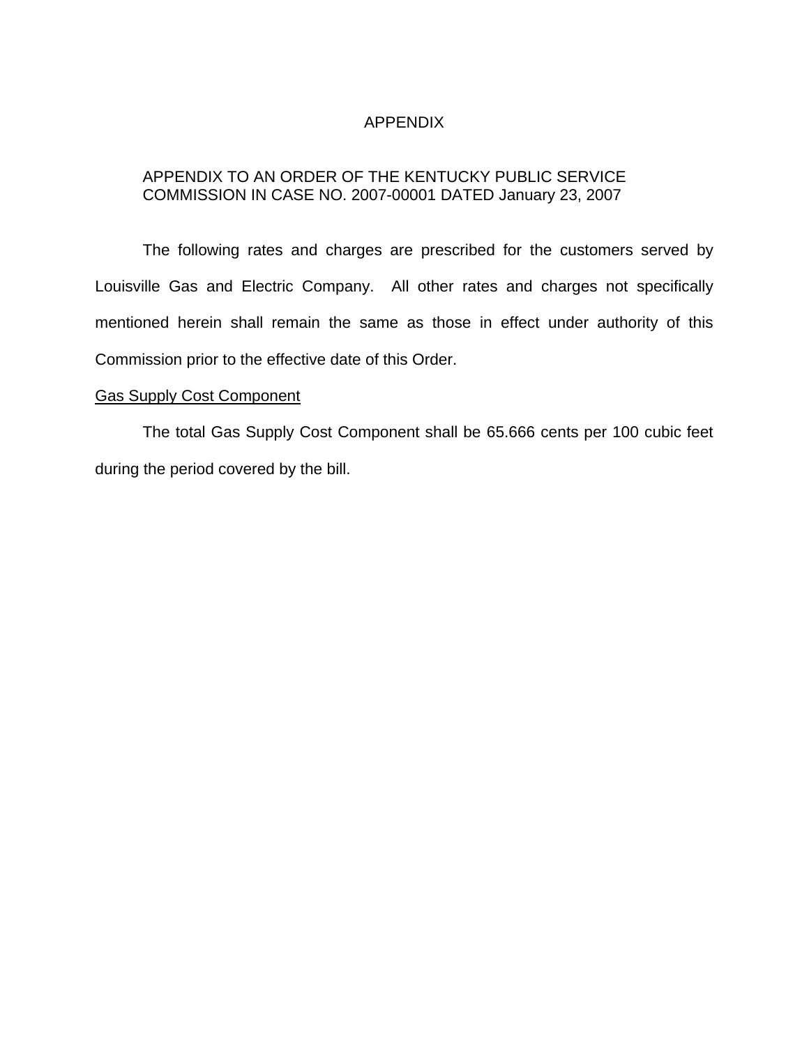# APPENDIX

APPENDIX TO AN ORDER OF THE KENTUCKY PUBLIC SERVICE COMMISSION IN CASE NO. 2007-00001 DATED January 23, 2007

The following rates and charges are prescribed for the customers served by Louisville Gas and Electric Company. All other rates and charges not specifically mentioned herein shall remain the same as those in effect under authority of this Commission prior to the effective date of this Order.

## Gas Supply Cost Component

The total Gas Supply Cost Component shall be 65.666 cents per 100 cubic feet during the period covered by the bill.